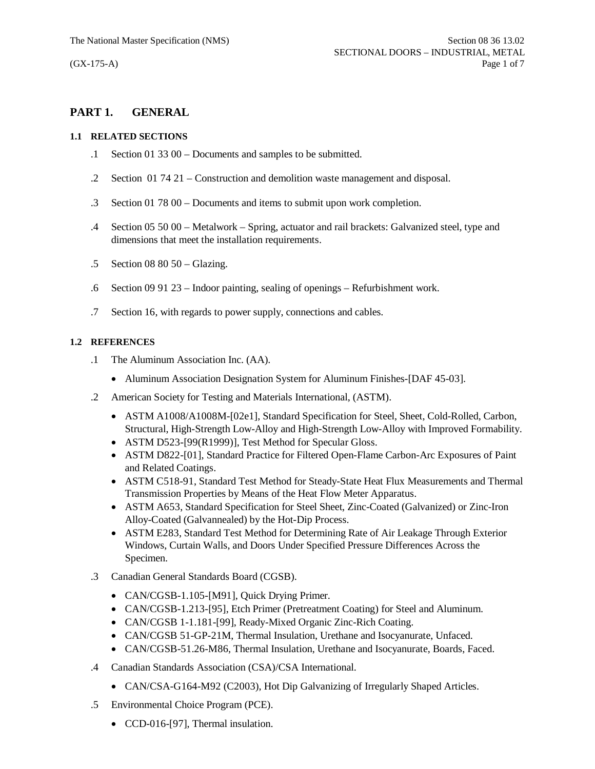# PART 1. GENERAL

### 1.1 RELATED SECTIONS

.1 Section 01 33 00 – Documents and samples to be submitted.

.2 Section 01 74 21 – Construction and demolition waste management and disposal.

.3 Section 01 78 00 – Documents and items to submit upon work completion.

.4 Section 05 50 00 – Metalwork – Spring, actuator and rail brackets: Galvanized steel, type and dimensions that meet the installation requirements.

.5 Section 08 80 50 – Glazing.

.6 Section 09 91 23 – Indoor painting, sealing of openings – Refurbishment work.

.7 Section 16, with regards to power supply, connections and cables.

### 1.2 REFERENCES

.1 The Aluminum Association Inc. (AA).

- Aluminum Association Designation System for Aluminum Finishes-[DAF 45-03].

.2 American Society for Testing and Materials International, (ASTM).

- ASTM A1008/A1008M-[02e1], Standard Specification for Steel, Sheet, Cold-Rolled, Carbon, Structural, High-Strength Low-Alloy and High-Strength Low-Alloy with Improved Formability.
- ASTM D523-[99(R1999)], Test Method for Specular Gloss.
- ASTM D822-[01], Standard Practice for Filtered Open-Flame Carbon-Arc Exposures of Paint and Related Coatings.
- ASTM C518-91, Standard Test Method for Steady-State Heat Flux Measurements and Thermal Transmission Properties by Means of the Heat Flow Meter Apparatus.
- ASTM A653, Standard Specification for Steel Sheet, Zinc-Coated (Galvanized) or Zinc-Iron Alloy-Coated (Galvannealed) by the Hot-Dip Process.
- ASTM E283, Standard Test Method for Determining Rate of Air Leakage Through Exterior Windows, Curtain Walls, and Doors Under Specified Pressure Differences Across the Specimen.

.3 Canadian General Standards Board (CGSB).

- CAN/CGSB-1.105-[M91], Quick Drying Primer.
- CAN/CGSB-1.213-[95], Etch Primer (Pretreatment Coating) for Steel and Aluminum.
- CAN/CGSB 1-1.181-[99], Ready-Mixed Organic Zinc-Rich Coating.
- CAN/CGSB 51-GP-21M, Thermal Insulation, Urethane and Isocyanurate, Unfaced.
- CAN/CGSB-51.26-M86, Thermal Insulation, Urethane and Isocyanurate, Boards, Faced.

.4 Canadian Standards Association (CSA)/CSA International.

- CAN/CSA-G164-M92 (C2003), Hot Dip Galvanizing of Irregularly Shaped Articles.

.5 Environmental Choice Program (PCE).

- CCD-016-[97], Thermal insulation.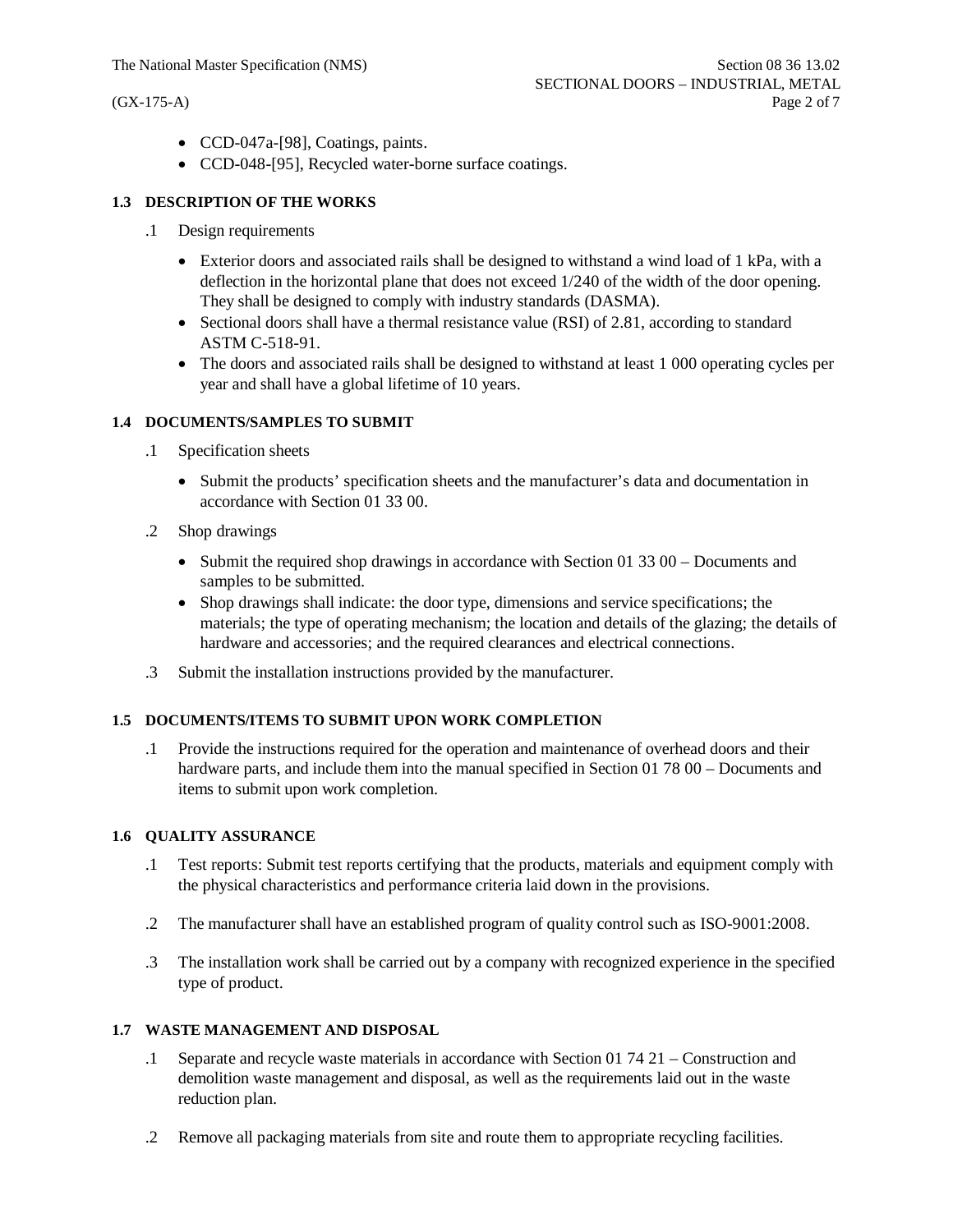- CCD-047a-[98], Coatings, paints.
- CCD-048-[95], Recycled water-borne surface coatings.

### 1.3 DESCRIPTION OF THE WORKS

.1 Design requirements

- Exterior doors and associated rails shall be designed to withstand a wind load of 1 kPa, with a deflection in the horizontal plane that does not exceed 1/240 of the width of the door opening. They shall be designed to comply with industry standards (DASMA).
- Sectional doors shall have a thermal resistance value (RSI) of 2.81, according to standard ASTM C-518-91.
- The doors and associated rails shall be designed to withstand at least 1 000 operating cycles per year and shall have a global lifetime of 10 years.

### 1.4 DOCUMENTS/SAMPLES TO SUBMIT

.1 Specification sheets

- Submit the products' specification sheets and the manufacturer's data and documentation in accordance with Section 01 33 00.

.2 Shop drawings

- Submit the required shop drawings in accordance with Section 01 33 00 – Documents and samples to be submitted.
- Shop drawings shall indicate: the door type, dimensions and service specifications; the materials; the type of operating mechanism; the location and details of the glazing; the details of hardware and accessories; and the required clearances and electrical connections.

.3 Submit the installation instructions provided by the manufacturer.

### 1.5 DOCUMENTS/ITEMS TO SUBMIT UPON WORK COMPLETION

.1 Provide the instructions required for the operation and maintenance of overhead doors and their hardware parts, and include them into the manual specified in Section 01 78 00 – Documents and items to submit upon work completion.

### 1.6 QUALITY ASSURANCE

.1 Test reports: Submit test reports certifying that the products, materials and equipment comply with the physical characteristics and performance criteria laid down in the provisions.

.2 The manufacturer shall have an established program of quality control such as ISO-9001:2008.

.3 The installation work shall be carried out by a company with recognized experience in the specified type of product.

### 1.7 WASTE MANAGEMENT AND DISPOSAL

.1 Separate and recycle waste materials in accordance with Section 01 74 21 – Construction and demolition waste management and disposal, as well as the requirements laid out in the waste reduction plan.

.2 Remove all packaging materials from site and route them to appropriate recycling facilities.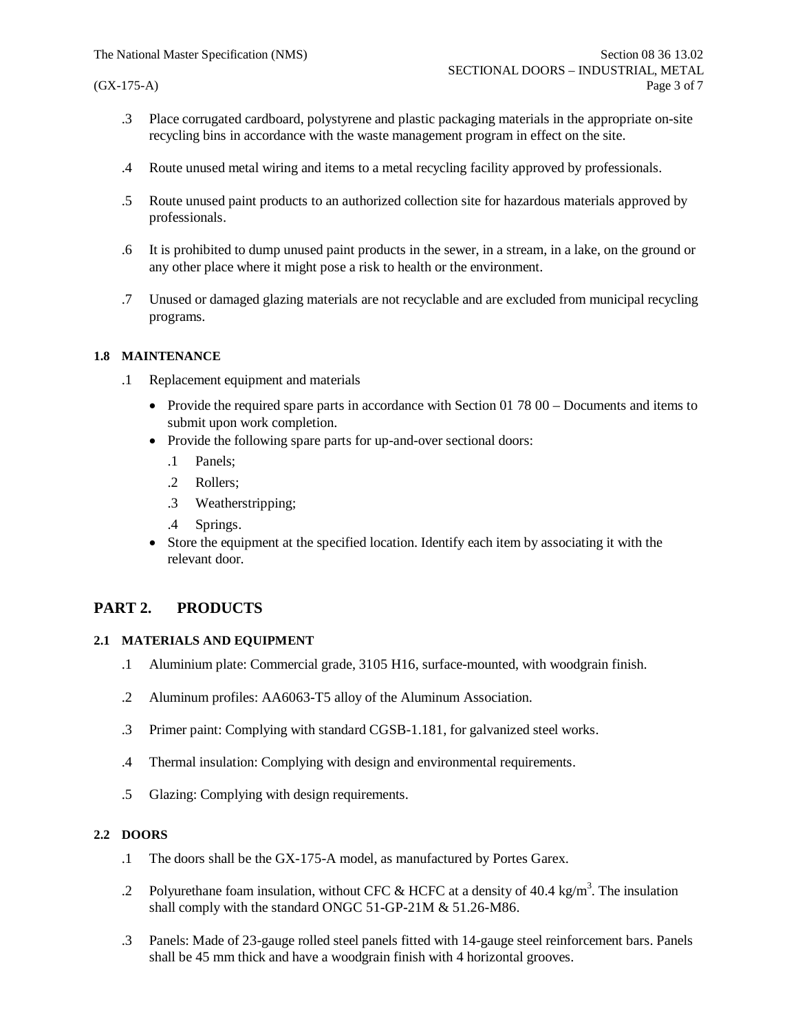.3 Place corrugated cardboard, polystyrene and plastic packaging materials in the appropriate on-site recycling bins in accordance with the waste management program in effect on the site.

.4 Route unused metal wiring and items to a metal recycling facility approved by professionals.

.5 Route unused paint products to an authorized collection site for hazardous materials approved by professionals.

.6 It is prohibited to dump unused paint products in the sewer, in a stream, in a lake, on the ground or any other place where it might pose a risk to health or the environment.

.7 Unused or damaged glazing materials are not recyclable and are excluded from municipal recycling programs.

### 1.8 MAINTENANCE

.1 Replacement equipment and materials

- Provide the required spare parts in accordance with Section 01 78 00 – Documents and items to submit upon work completion.
- Provide the following spare parts for up-and-over sectional doors:
  - .1 Panels;
  - .2 Rollers;
  - .3 Weatherstripping;
  - .4 Springs.
- Store the equipment at the specified location. Identify each item by associating it with the relevant door.

## PART 2. PRODUCTS

### 2.1 MATERIALS AND EQUIPMENT

.1 Aluminium plate: Commercial grade, 3105 H16, surface-mounted, with woodgrain finish.

.2 Aluminum profiles: AA6063-T5 alloy of the Aluminum Association.

.3 Primer paint: Complying with standard CGSB-1.181, for galvanized steel works.

.4 Thermal insulation: Complying with design and environmental requirements.

.5 Glazing: Complying with design requirements.

### 2.2 DOORS

.1 The doors shall be the GX-175-A model, as manufactured by Portes Garex.

.2 Polyurethane foam insulation, without CFC & HCFC at a density of 40.4 kg/m$^3$. The insulation shall comply with the standard ONGC 51-GP-21M & 51.26-M86.

.3 Panels: Made of 23-gauge rolled steel panels fitted with 14-gauge steel reinforcement bars. Panels shall be 45 mm thick and have a woodgrain finish with 4 horizontal grooves.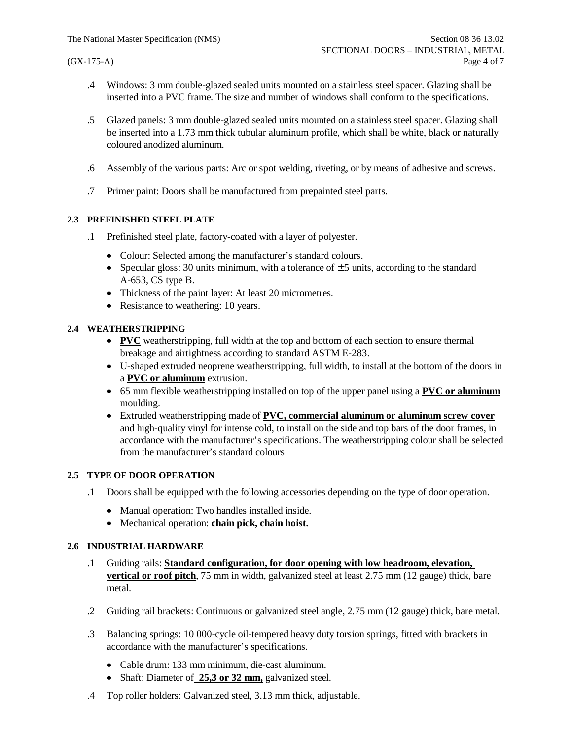.4 Windows: 3 mm double-glazed sealed units mounted on a stainless steel spacer. Glazing shall be inserted into a PVC frame. The size and number of windows shall conform to the specifications.

.5 Glazed panels: 3 mm double-glazed sealed units mounted on a stainless steel spacer. Glazing shall be inserted into a 1.73 mm thick tubular aluminum profile, which shall be white, black or naturally coloured anodized aluminum.

.6 Assembly of the various parts: Arc or spot welding, riveting, or by means of adhesive and screws.

.7 Primer paint: Doors shall be manufactured from prepainted steel parts.

### 2.3 PREFINISHED STEEL PLATE

.1 Prefinished steel plate, factory-coated with a layer of polyester.

- Colour: Selected among the manufacturer's standard colours.
- Specular gloss: 30 units minimum, with a tolerance of ±5 units, according to the standard A-653, CS type B.
- Thickness of the paint layer: At least 20 micrometres.
- Resistance to weathering: 10 years.

### 2.4 WEATHERSTRIPPING

- **PVC** weatherstripping, full width at the top and bottom of each section to ensure thermal breakage and airtightness according to standard ASTM E-283.
- U-shaped extruded neoprene weatherstripping, full width, to install at the bottom of the doors in a **PVC or aluminum** extrusion.
- 65 mm flexible weatherstripping installed on top of the upper panel using a **PVC or aluminum** moulding.
- Extruded weatherstripping made of **PVC, commercial aluminum or aluminum screw cover** and high-quality vinyl for intense cold, to install on the side and top bars of the door frames, in accordance with the manufacturer's specifications. The weatherstripping colour shall be selected from the manufacturer's standard colours

### 2.5 TYPE OF DOOR OPERATION

.1 Doors shall be equipped with the following accessories depending on the type of door operation.

- Manual operation: Two handles installed inside.
- Mechanical operation: **chain pick, chain hoist.**

### 2.6 INDUSTRIAL HARDWARE

.1 Guiding rails: **Standard configuration, for door opening with low headroom, elevation, vertical or roof pitch**, 75 mm in width, galvanized steel at least 2.75 mm (12 gauge) thick, bare metal.

.2 Guiding rail brackets: Continuous or galvanized steel angle, 2.75 mm (12 gauge) thick, bare metal.

.3 Balancing springs: 10 000-cycle oil-tempered heavy duty torsion springs, fitted with brackets in accordance with the manufacturer's specifications.

- Cable drum: 133 mm minimum, die-cast aluminum.
- Shaft: Diameter of **25,3 or 32 mm,** galvanized steel.

.4 Top roller holders: Galvanized steel, 3.13 mm thick, adjustable.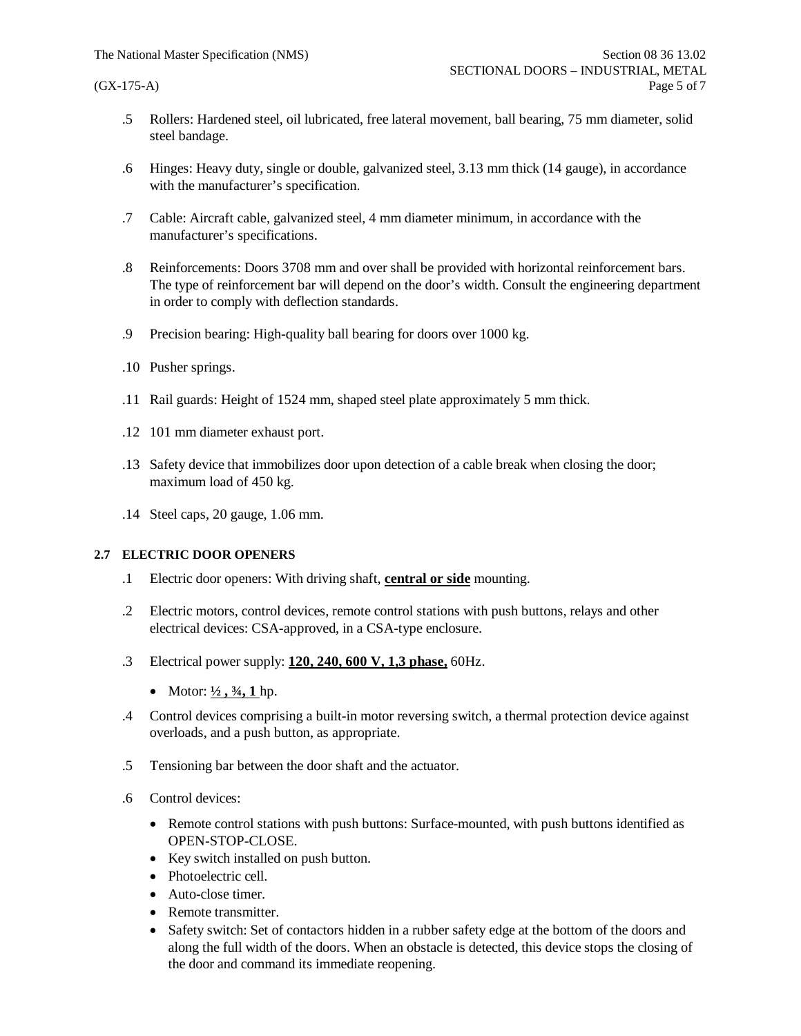.5 Rollers: Hardened steel, oil lubricated, free lateral movement, ball bearing, 75 mm diameter, solid steel bandage.

.6 Hinges: Heavy duty, single or double, galvanized steel, 3.13 mm thick (14 gauge), in accordance with the manufacturer's specification.

.7 Cable: Aircraft cable, galvanized steel, 4 mm diameter minimum, in accordance with the manufacturer's specifications.

.8 Reinforcements: Doors 3708 mm and over shall be provided with horizontal reinforcement bars. The type of reinforcement bar will depend on the door's width. Consult the engineering department in order to comply with deflection standards.

.9 Precision bearing: High-quality ball bearing for doors over 1000 kg.

.10 Pusher springs.

.11 Rail guards: Height of 1524 mm, shaped steel plate approximately 5 mm thick.

.12 101 mm diameter exhaust port.

.13 Safety device that immobilizes door upon detection of a cable break when closing the door; maximum load of 450 kg.

.14 Steel caps, 20 gauge, 1.06 mm.

### 2.7 ELECTRIC DOOR OPENERS

.1 Electric door openers: With driving shaft, **central or side** mounting.

.2 Electric motors, control devices, remote control stations with push buttons, relays and other electrical devices: CSA-approved, in a CSA-type enclosure.

.3 Electrical power supply: **120, 240, 600 V, 1,3 phase,** 60Hz.

- Motor: **½ , ¾, 1** hp.

.4 Control devices comprising a built-in motor reversing switch, a thermal protection device against overloads, and a push button, as appropriate.

.5 Tensioning bar between the door shaft and the actuator.

.6 Control devices:

- Remote control stations with push buttons: Surface-mounted, with push buttons identified as OPEN-STOP-CLOSE.
- Key switch installed on push button.
- Photoelectric cell.
- Auto-close timer.
- Remote transmitter.
- Safety switch: Set of contactors hidden in a rubber safety edge at the bottom of the doors and along the full width of the doors. When an obstacle is detected, this device stops the closing of the door and command its immediate reopening.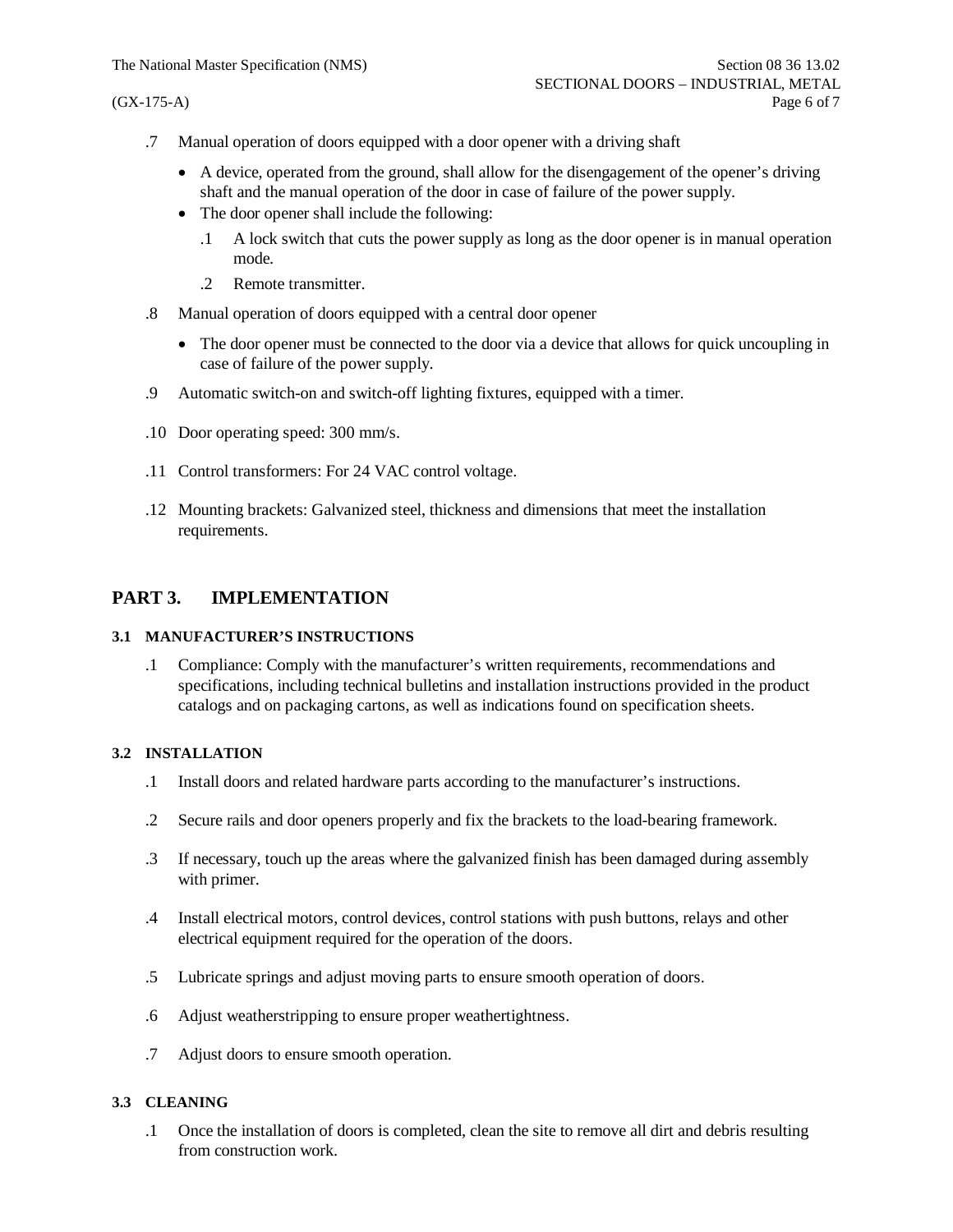.7 Manual operation of doors equipped with a door opener with a driving shaft

- A device, operated from the ground, shall allow for the disengagement of the opener's driving shaft and the manual operation of the door in case of failure of the power supply.
- The door opener shall include the following:
  - .1 A lock switch that cuts the power supply as long as the door opener is in manual operation mode.
  - .2 Remote transmitter.

.8 Manual operation of doors equipped with a central door opener

- The door opener must be connected to the door via a device that allows for quick uncoupling in case of failure of the power supply.

.9 Automatic switch-on and switch-off lighting fixtures, equipped with a timer.

.10 Door operating speed: 300 mm/s.

.11 Control transformers: For 24 VAC control voltage.

.12 Mounting brackets: Galvanized steel, thickness and dimensions that meet the installation requirements.

## PART 3. IMPLEMENTATION

### 3.1 MANUFACTURER'S INSTRUCTIONS

.1 Compliance: Comply with the manufacturer's written requirements, recommendations and specifications, including technical bulletins and installation instructions provided in the product catalogs and on packaging cartons, as well as indications found on specification sheets.

### 3.2 INSTALLATION

.1 Install doors and related hardware parts according to the manufacturer's instructions.

.2 Secure rails and door openers properly and fix the brackets to the load-bearing framework.

.3 If necessary, touch up the areas where the galvanized finish has been damaged during assembly with primer.

.4 Install electrical motors, control devices, control stations with push buttons, relays and other electrical equipment required for the operation of the doors.

.5 Lubricate springs and adjust moving parts to ensure smooth operation of doors.

.6 Adjust weatherstripping to ensure proper weathertightness.

.7 Adjust doors to ensure smooth operation.

### 3.3 CLEANING

.1 Once the installation of doors is completed, clean the site to remove all dirt and debris resulting from construction work.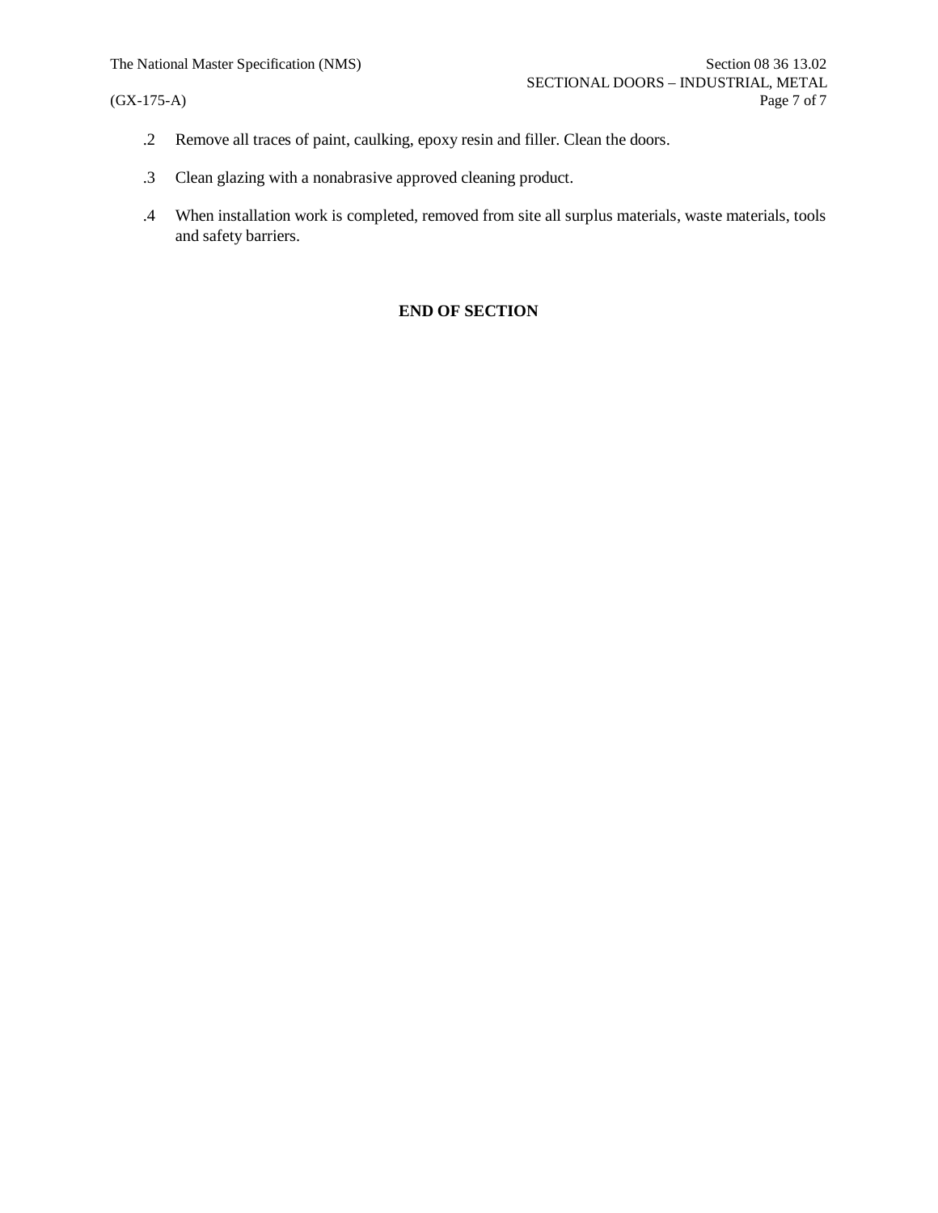.2 Remove all traces of paint, caulking, epoxy resin and filler. Clean the doors.

.3 Clean glazing with a nonabrasive approved cleaning product.

.4 When installation work is completed, removed from site all surplus materials, waste materials, tools and safety barriers.

**END OF SECTION**